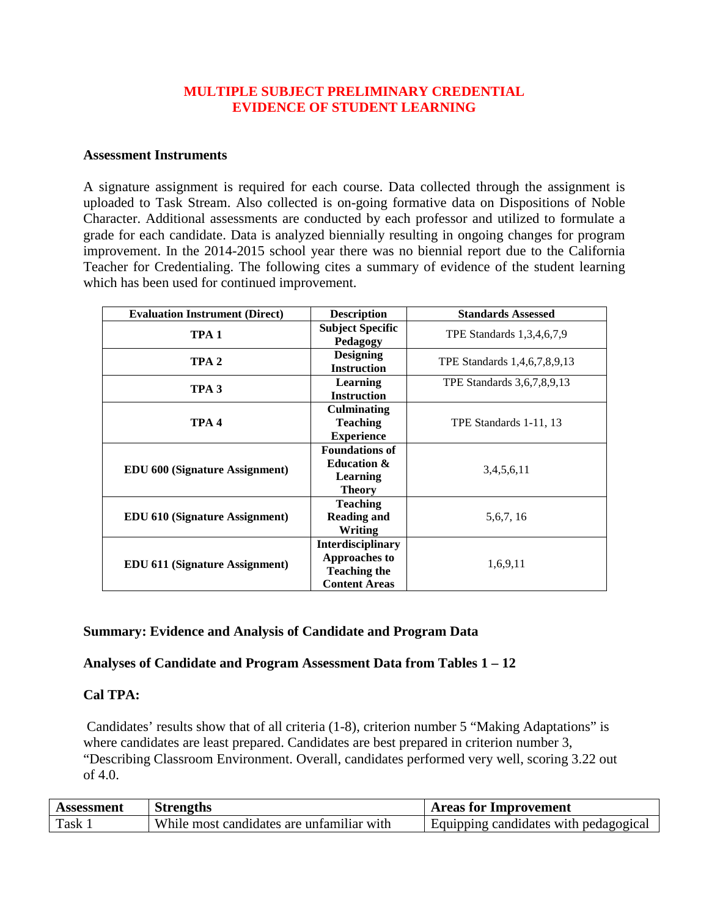# MULTIPLE SUBJECT PRELIMINARY CREDENTIAL
# EVIDENCE OF STUDENT LEARNING

**Assessment Instruments**

A signature assignment is required for each course. Data collected through the assignment is uploaded to Task Stream. Also collected is on-going formative data on Dispositions of Noble Character. Additional assessments are conducted by each professor and utilized to formulate a grade for each candidate. Data is analyzed biennially resulting in ongoing changes for program improvement. In the 2014-2015 school year there was no biennial report due to the California Teacher for Credentialing. The following cites a summary of evidence of the student learning which has been used for continued improvement.

| Evaluation Instrument (Direct) | Description | Standards Assessed |
|---|---|---|
| **TPA 1** | **Subject Specific Pedagogy** | TPE Standards 1,3,4,6,7,9 |
| **TPA 2** | **Designing Instruction** | TPE Standards 1,4,6,7,8,9,13 |
| **TPA 3** | **Learning Instruction** | TPE Standards 3,6,7,8,9,13 |
| **TPA 4** | **Culminating Teaching Experience** | TPE Standards 1-11, 13 |
| **EDU 600 (Signature Assignment)** | **Foundations of Education & Learning Theory** | 3,4,5,6,11 |
| **EDU 610 (Signature Assignment)** | **Teaching Reading and Writing** | 5,6,7, 16 |
| **EDU 611 (Signature Assignment)** | **Interdisciplinary Approaches to Teaching the Content Areas** | 1,6,9,11 |

**Summary: Evidence and Analysis of Candidate and Program Data**

**Analyses of Candidate and Program Assessment Data from Tables 1 – 12**

**Cal TPA:**

Candidates' results show that of all criteria (1-8), criterion number 5 "Making Adaptations" is where candidates are least prepared. Candidates are best prepared in criterion number 3, "Describing Classroom Environment. Overall, candidates performed very well, scoring 3.22 out of 4.0.

| Assessment | Strengths | Areas for Improvement |
|---|---|---|
| Task 1 | While most candidates are unfamiliar with | Equipping candidates with pedagogical |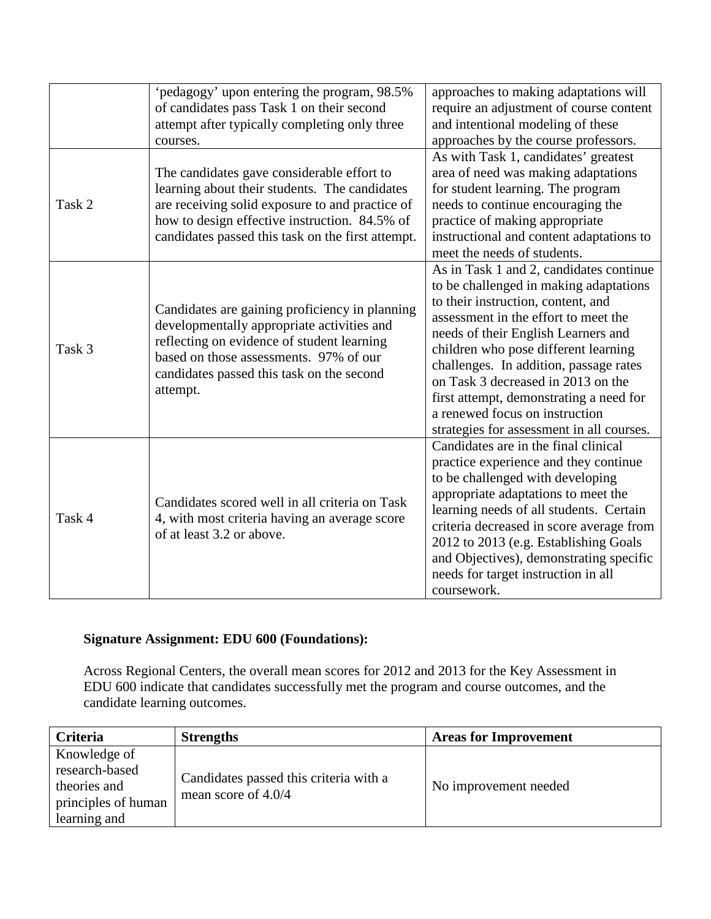|  | 'pedagogy' upon entering the program, 98.5% of candidates pass Task 1 on their second attempt after typically completing only three courses. | approaches to making adaptations will require an adjustment of course content and intentional modeling of these approaches by the course professors. |
|---|---|---|
| Task 2 | The candidates gave considerable effort to learning about their students. The candidates are receiving solid exposure to and practice of how to design effective instruction. 84.5% of candidates passed this task on the first attempt. | As with Task 1, candidates' greatest area of need was making adaptations for student learning. The program needs to continue encouraging the practice of making appropriate instructional and content adaptations to meet the needs of students. |
| Task 3 | Candidates are gaining proficiency in planning developmentally appropriate activities and reflecting on evidence of student learning based on those assessments. 97% of our candidates passed this task on the second attempt. | As in Task 1 and 2, candidates continue to be challenged in making adaptations to their instruction, content, and assessment in the effort to meet the needs of their English Learners and children who pose different learning challenges. In addition, passage rates on Task 3 decreased in 2013 on the first attempt, demonstrating a need for a renewed focus on instruction strategies for assessment in all courses. |
| Task 4 | Candidates scored well in all criteria on Task 4, with most criteria having an average score of at least 3.2 or above. | Candidates are in the final clinical practice experience and they continue to be challenged with developing appropriate adaptations to meet the learning needs of all students. Certain criteria decreased in score average from 2012 to 2013 (e.g. Establishing Goals and Objectives), demonstrating specific needs for target instruction in all coursework. |

**Signature Assignment: EDU 600 (Foundations):**

Across Regional Centers, the overall mean scores for 2012 and 2013 for the Key Assessment in EDU 600 indicate that candidates successfully met the program and course outcomes, and the candidate learning outcomes.

| Criteria | Strengths | Areas for Improvement |
|---|---|---|
| Knowledge of research-based theories and principles of human learning and | Candidates passed this criteria with a mean score of 4.0/4 | No improvement needed |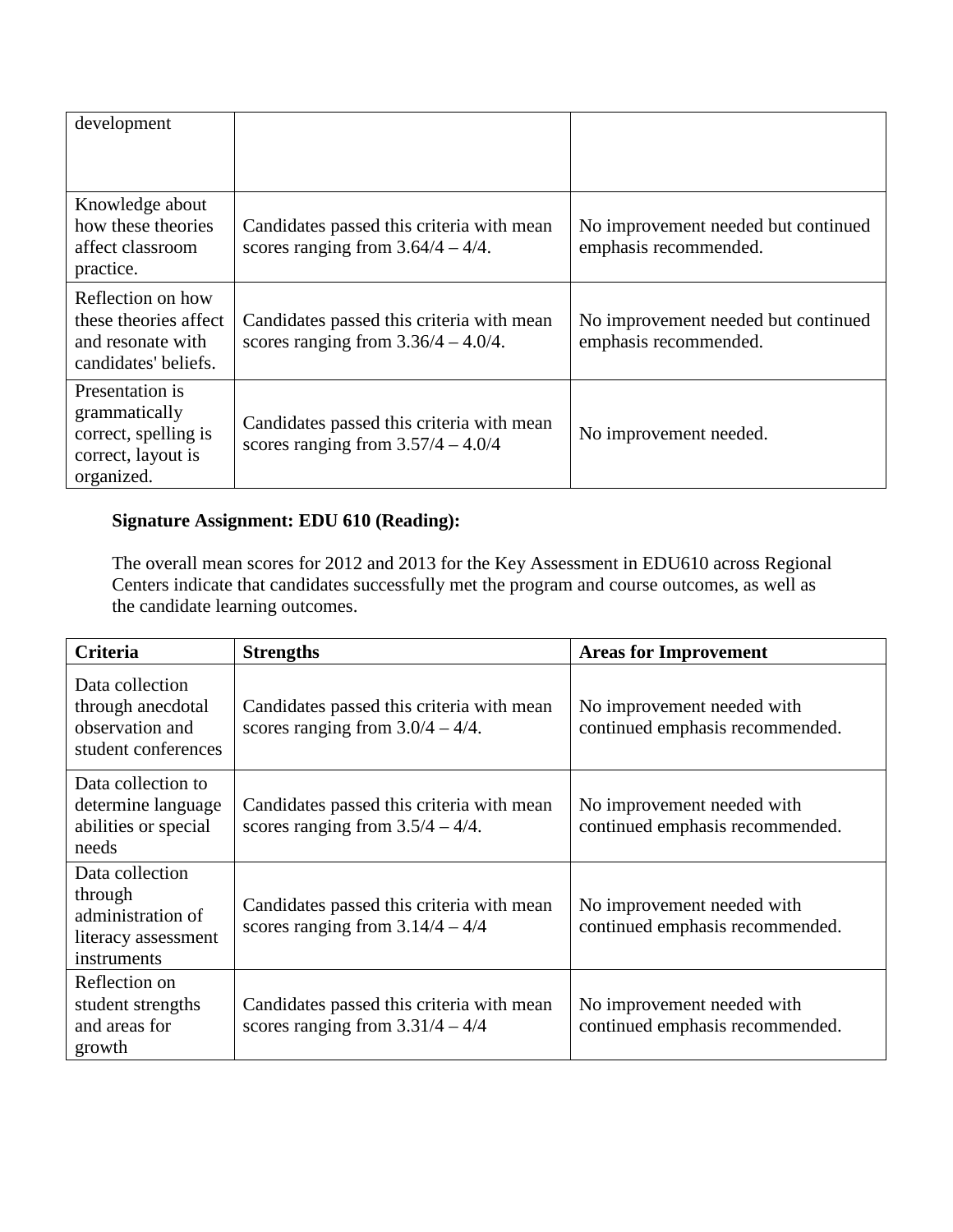| | | |
|---|---|---|
| development | | |
| Knowledge about how these theories affect classroom practice. | Candidates passed this criteria with mean scores ranging from 3.64/4 – 4/4. | No improvement needed but continued emphasis recommended. |
| Reflection on how these theories affect and resonate with candidates' beliefs. | Candidates passed this criteria with mean scores ranging from 3.36/4 – 4.0/4. | No improvement needed but continued emphasis recommended. |
| Presentation is grammatically correct, spelling is correct, layout is organized. | Candidates passed this criteria with mean scores ranging from 3.57/4 – 4.0/4 | No improvement needed. |

**Signature Assignment: EDU 610 (Reading):**

The overall mean scores for 2012 and 2013 for the Key Assessment in EDU610 across Regional Centers indicate that candidates successfully met the program and course outcomes, as well as the candidate learning outcomes.

| Criteria | Strengths | Areas for Improvement |
|---|---|---|
| Data collection through anecdotal observation and student conferences | Candidates passed this criteria with mean scores ranging from 3.0/4 – 4/4. | No improvement needed with continued emphasis recommended. |
| Data collection to determine language abilities or special needs | Candidates passed this criteria with mean scores ranging from 3.5/4 – 4/4. | No improvement needed with continued emphasis recommended. |
| Data collection through administration of literacy assessment instruments | Candidates passed this criteria with mean scores ranging from 3.14/4 – 4/4 | No improvement needed with continued emphasis recommended. |
| Reflection on student strengths and areas for growth | Candidates passed this criteria with mean scores ranging from 3.31/4 – 4/4 | No improvement needed with continued emphasis recommended. |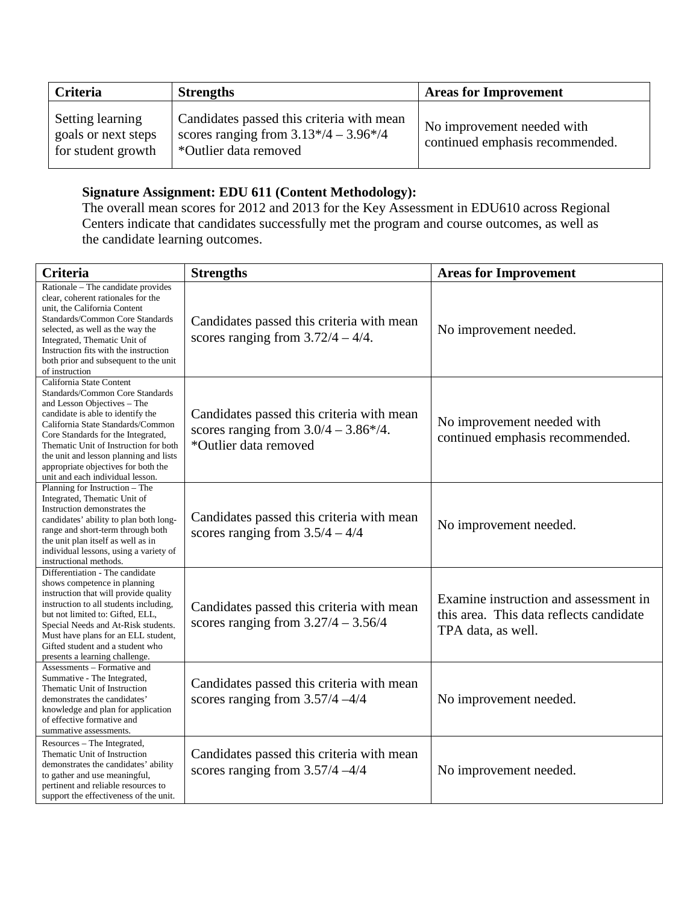| Criteria | Strengths | Areas for Improvement |
| --- | --- | --- |
| Setting learning goals or next steps for student growth | Candidates passed this criteria with mean scores ranging from 3.13*/4 – 3.96*/4 *Outlier data removed | No improvement needed with continued emphasis recommended. |

**Signature Assignment: EDU 611 (Content Methodology):**

The overall mean scores for 2012 and 2013 for the Key Assessment in EDU610 across Regional Centers indicate that candidates successfully met the program and course outcomes, as well as the candidate learning outcomes.

| Criteria | Strengths | Areas for Improvement |
| --- | --- | --- |
| Rationale – The candidate provides clear, coherent rationales for the unit, the California Content Standards/Common Core Standards selected, as well as the way the Integrated, Thematic Unit of Instruction fits with the instruction both prior and subsequent to the unit of instruction | Candidates passed this criteria with mean scores ranging from 3.72/4 – 4/4. | No improvement needed. |
| California State Content Standards/Common Core Standards and Lesson Objectives – The candidate is able to identify the California State Standards/Common Core Standards for the Integrated, Thematic Unit of Instruction for both the unit and lesson planning and lists appropriate objectives for both the unit and each individual lesson. | Candidates passed this criteria with mean scores ranging from 3.0/4 – 3.86*/4. *Outlier data removed | No improvement needed with continued emphasis recommended. |
| Planning for Instruction – The Integrated, Thematic Unit of Instruction demonstrates the candidates' ability to plan both long-range and short-term through both the unit plan itself as well as in individual lessons, using a variety of instructional methods. | Candidates passed this criteria with mean scores ranging from 3.5/4 – 4/4 | No improvement needed. |
| Differentiation - The candidate shows competence in planning instruction that will provide quality instruction to all students including, but not limited to: Gifted, ELL, Special Needs and At-Risk students. Must have plans for an ELL student, Gifted student and a student who presents a learning challenge. | Candidates passed this criteria with mean scores ranging from 3.27/4 – 3.56/4 | Examine instruction and assessment in this area. This data reflects candidate TPA data, as well. |
| Assessments – Formative and Summative - The Integrated, Thematic Unit of Instruction demonstrates the candidates' knowledge and plan for application of effective formative and summative assessments. | Candidates passed this criteria with mean scores ranging from 3.57/4 –4/4 | No improvement needed. |
| Resources – The Integrated, Thematic Unit of Instruction demonstrates the candidates' ability to gather and use meaningful, pertinent and reliable resources to support the effectiveness of the unit. | Candidates passed this criteria with mean scores ranging from 3.57/4 –4/4 | No improvement needed. |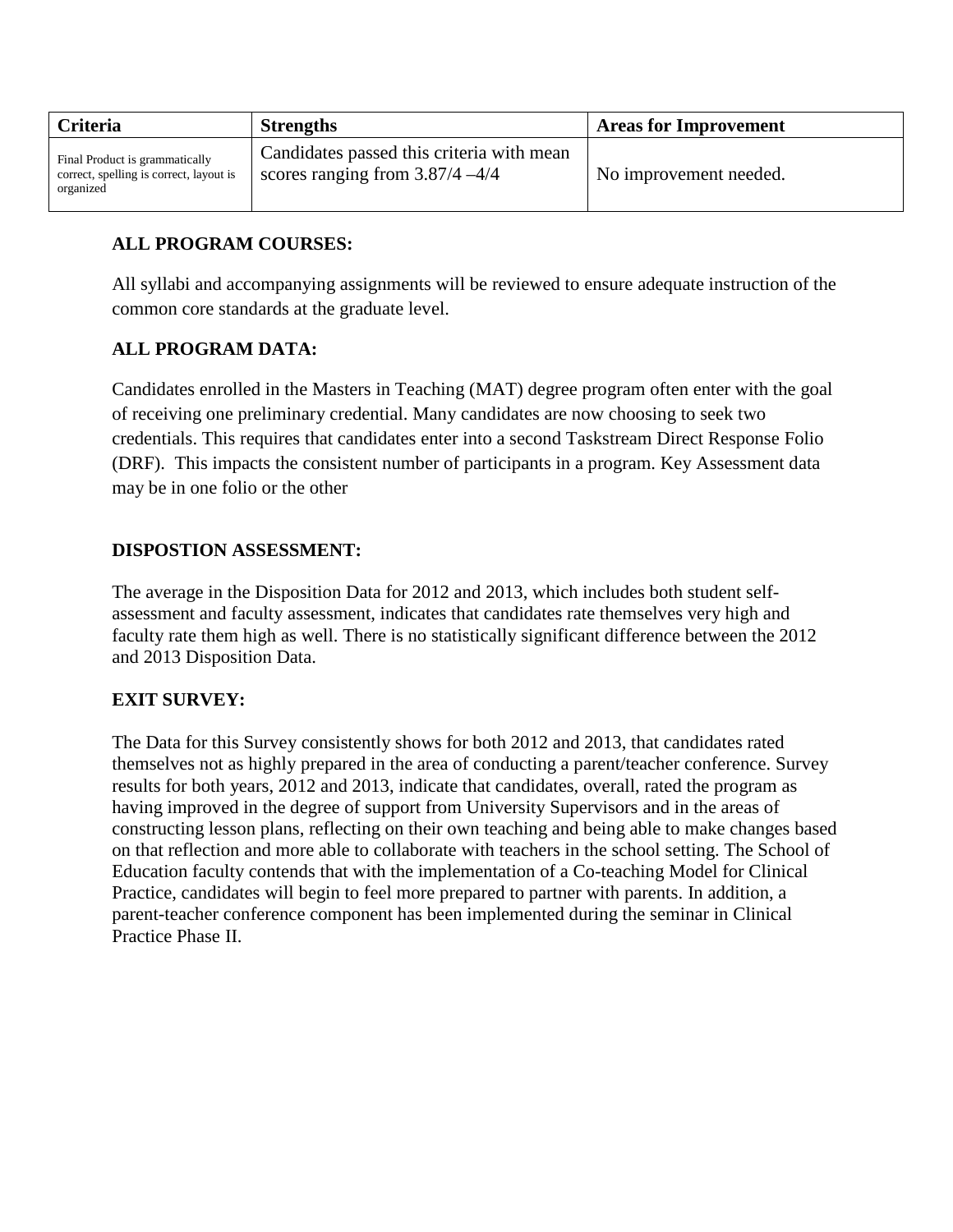| Criteria | Strengths | Areas for Improvement |
| --- | --- | --- |
| Final Product is grammatically correct, spelling is correct, layout is organized | Candidates passed this criteria with mean scores ranging from 3.87/4 –4/4 | No improvement needed. |

**ALL PROGRAM COURSES:**

All syllabi and accompanying assignments will be reviewed to ensure adequate instruction of the common core standards at the graduate level.

**ALL PROGRAM DATA:**

Candidates enrolled in the Masters in Teaching (MAT) degree program often enter with the goal of receiving one preliminary credential. Many candidates are now choosing to seek two credentials. This requires that candidates enter into a second Taskstream Direct Response Folio (DRF). This impacts the consistent number of participants in a program. Key Assessment data may be in one folio or the other

**DISPOSTION ASSESSMENT:**

The average in the Disposition Data for 2012 and 2013, which includes both student self-assessment and faculty assessment, indicates that candidates rate themselves very high and faculty rate them high as well. There is no statistically significant difference between the 2012 and 2013 Disposition Data.

**EXIT SURVEY:**

The Data for this Survey consistently shows for both 2012 and 2013, that candidates rated themselves not as highly prepared in the area of conducting a parent/teacher conference. Survey results for both years, 2012 and 2013, indicate that candidates, overall, rated the program as having improved in the degree of support from University Supervisors and in the areas of constructing lesson plans, reflecting on their own teaching and being able to make changes based on that reflection and more able to collaborate with teachers in the school setting. The School of Education faculty contends that with the implementation of a Co-teaching Model for Clinical Practice, candidates will begin to feel more prepared to partner with parents. In addition, a parent-teacher conference component has been implemented during the seminar in Clinical Practice Phase II.